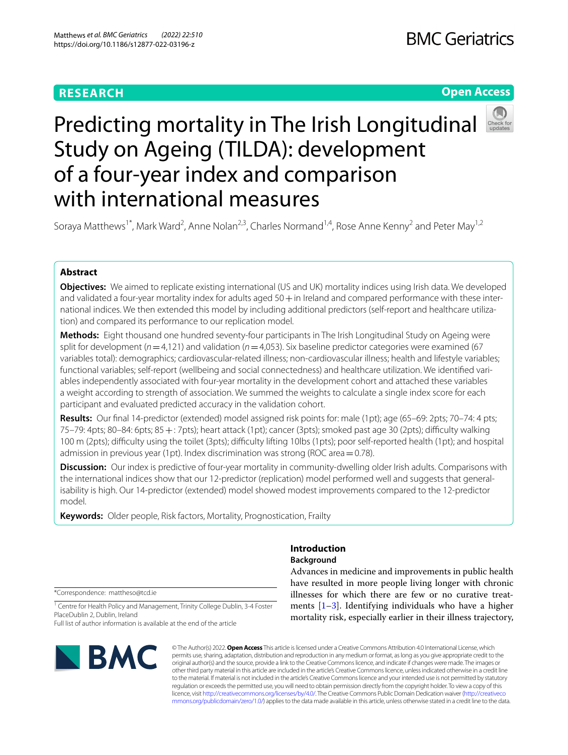**RESEARCH** **Open Access**

# Predicting mortality in The Irish Longitudinal Study on Ageing (TILDA): development of a four-year index and comparison with international measures

Soraya Matthews[1*], Mark Ward[2], Anne Nolan[2,3], Charles Normand[1,4], Rose Anne Kenny[2] and Peter May[1,2]

## Abstract

**Objectives:** We aimed to replicate existing international (US and UK) mortality indices using Irish data. We developed and validated a four-year mortality index for adults aged 50+ in Ireland and compared performance with these international indices. We then extended this model by including additional predictors (self-report and healthcare utilization) and compared its performance to our replication model.

**Methods:** Eight thousand one hundred seventy-four participants in The Irish Longitudinal Study on Ageing were split for development ($n=4,121$) and validation ($n=4,053$). Six baseline predictor categories were examined (67 variables total): demographics; cardiovascular-related illness; non-cardiovascular illness; health and lifestyle variables; functional variables; self-report (wellbeing and social connectedness) and healthcare utilization. We identified variables independently associated with four-year mortality in the development cohort and attached these variables a weight according to strength of association. We summed the weights to calculate a single index score for each participant and evaluated predicted accuracy in the validation cohort.

**Results:** Our final 14-predictor (extended) model assigned risk points for: male (1pt); age (65–69: 2pts; 70–74: 4 pts; 75–79: 4pts; 80–84: 6pts; 85+: 7pts); heart attack (1pt); cancer (3pts); smoked past age 30 (2pts); difficulty walking 100 m (2pts); difficulty using the toilet (3pts); difficulty lifting 10lbs (1pts); poor self-reported health (1pt); and hospital admission in previous year (1pt). Index discrimination was strong (ROC area = 0.78).

**Discussion:** Our index is predictive of four-year mortality in community-dwelling older Irish adults. Comparisons with the international indices show that our 12-predictor (replication) model performed well and suggests that generalisability is high. Our 14-predictor (extended) model showed modest improvements compared to the 12-predictor model.

**Keywords:** Older people, Risk factors, Mortality, Prognostication, Frailty

*Correspondence: mattheso@tcd.ie

[1] Centre for Health Policy and Management, Trinity College Dublin, 3-4 Foster PlaceDublin 2, Dublin, Ireland

Full list of author information is available at the end of the article

## Introduction

### Background

Advances in medicine and improvements in public health have resulted in more people living longer with chronic illnesses for which there are few or no curative treatments [1–3]. Identifying individuals who have a higher mortality risk, especially earlier in their illness trajectory,

© The Author(s) 2022. **Open Access** This article is licensed under a Creative Commons Attribution 4.0 International License, which permits use, sharing, adaptation, distribution and reproduction in any medium or format, as long as you give appropriate credit to the original author(s) and the source, provide a link to the Creative Commons licence, and indicate if changes were made. The images or other third party material in this article are included in the article's Creative Commons licence, unless indicated otherwise in a credit line to the material. If material is not included in the article's Creative Commons licence and your intended use is not permitted by statutory regulation or exceeds the permitted use, you will need to obtain permission directly from the copyright holder. To view a copy of this licence, visit http://creativecommons.org/licenses/by/4.0/. The Creative Commons Public Domain Dedication waiver (http://creativecommons.org/publicdomain/zero/1.0/) applies to the data made available in this article, unless otherwise stated in a credit line to the data.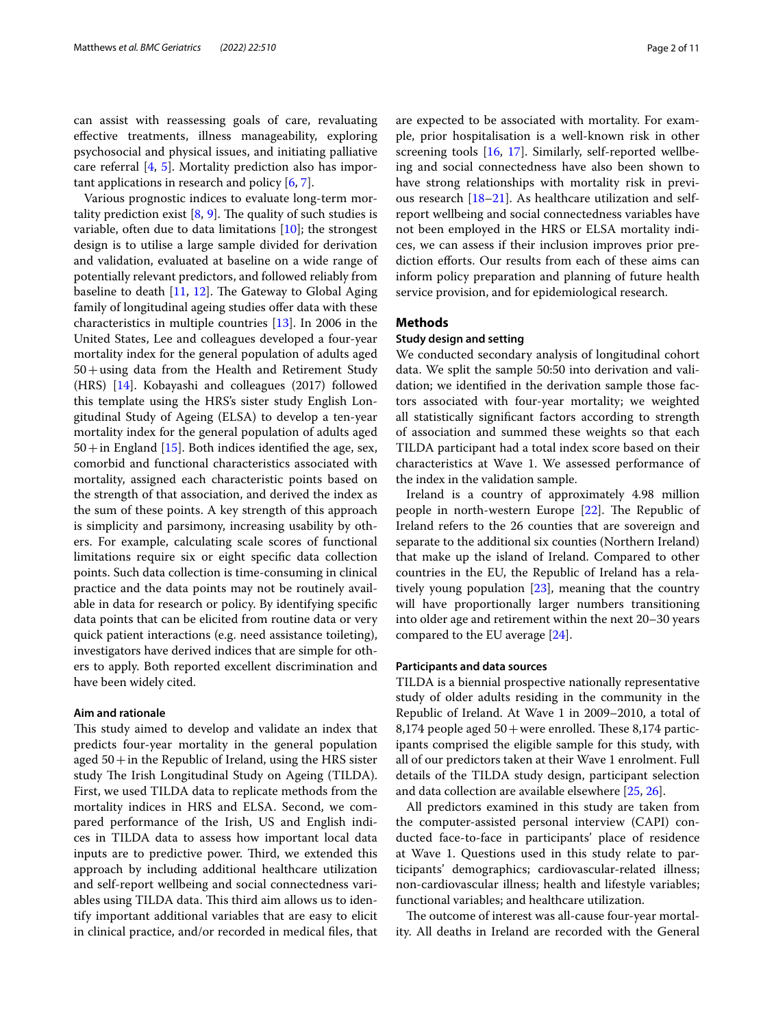can assist with reassessing goals of care, revaluating effective treatments, illness manageability, exploring psychosocial and physical issues, and initiating palliative care referral [4, 5]. Mortality prediction also has important applications in research and policy [6, 7].

Various prognostic indices to evaluate long-term mortality prediction exist [8, 9]. The quality of such studies is variable, often due to data limitations [10]; the strongest design is to utilise a large sample divided for derivation and validation, evaluated at baseline on a wide range of potentially relevant predictors, and followed reliably from baseline to death [11, 12]. The Gateway to Global Aging family of longitudinal ageing studies offer data with these characteristics in multiple countries [13]. In 2006 in the United States, Lee and colleagues developed a four-year mortality index for the general population of adults aged 50+ using data from the Health and Retirement Study (HRS) [14]. Kobayashi and colleagues (2017) followed this template using the HRS's sister study English Longitudinal Study of Ageing (ELSA) to develop a ten-year mortality index for the general population of adults aged 50+ in England [15]. Both indices identified the age, sex, comorbid and functional characteristics associated with mortality, assigned each characteristic points based on the strength of that association, and derived the index as the sum of these points. A key strength of this approach is simplicity and parsimony, increasing usability by others. For example, calculating scale scores of functional limitations require six or eight specific data collection points. Such data collection is time-consuming in clinical practice and the data points may not be routinely available in data for research or policy. By identifying specific data points that can be elicited from routine data or very quick patient interactions (e.g. need assistance toileting), investigators have derived indices that are simple for others to apply. Both reported excellent discrimination and have been widely cited.

### Aim and rationale

This study aimed to develop and validate an index that predicts four-year mortality in the general population aged 50+ in the Republic of Ireland, using the HRS sister study The Irish Longitudinal Study on Ageing (TILDA). First, we used TILDA data to replicate methods from the mortality indices in HRS and ELSA. Second, we compared performance of the Irish, US and English indices in TILDA data to assess how important local data inputs are to predictive power. Third, we extended this approach by including additional healthcare utilization and self-report wellbeing and social connectedness variables using TILDA data. This third aim allows us to identify important additional variables that are easy to elicit in clinical practice, and/or recorded in medical files, that are expected to be associated with mortality. For example, prior hospitalisation is a well-known risk in other screening tools [16, 17]. Similarly, self-reported wellbeing and social connectedness have also been shown to have strong relationships with mortality risk in previous research [18–21]. As healthcare utilization and self-report wellbeing and social connectedness variables have not been employed in the HRS or ELSA mortality indices, we can assess if their inclusion improves prior prediction efforts. Our results from each of these aims can inform policy preparation and planning of future health service provision, and for epidemiological research.

## Methods

### Study design and setting

We conducted secondary analysis of longitudinal cohort data. We split the sample 50:50 into derivation and validation; we identified in the derivation sample those factors associated with four-year mortality; we weighted all statistically significant factors according to strength of association and summed these weights so that each TILDA participant had a total index score based on their characteristics at Wave 1. We assessed performance of the index in the validation sample.

Ireland is a country of approximately 4.98 million people in north-western Europe [22]. The Republic of Ireland refers to the 26 counties that are sovereign and separate to the additional six counties (Northern Ireland) that make up the island of Ireland. Compared to other countries in the EU, the Republic of Ireland has a relatively young population [23], meaning that the country will have proportionally larger numbers transitioning into older age and retirement within the next 20–30 years compared to the EU average [24].

### Participants and data sources

TILDA is a biennial prospective nationally representative study of older adults residing in the community in the Republic of Ireland. At Wave 1 in 2009–2010, a total of 8,174 people aged 50+ were enrolled. These 8,174 participants comprised the eligible sample for this study, with all of our predictors taken at their Wave 1 enrolment. Full details of the TILDA study design, participant selection and data collection are available elsewhere [25, 26].

All predictors examined in this study are taken from the computer-assisted personal interview (CAPI) conducted face-to-face in participants' place of residence at Wave 1. Questions used in this study relate to participants' demographics; cardiovascular-related illness; non-cardiovascular illness; health and lifestyle variables; functional variables; and healthcare utilization.

The outcome of interest was all-cause four-year mortality. All deaths in Ireland are recorded with the General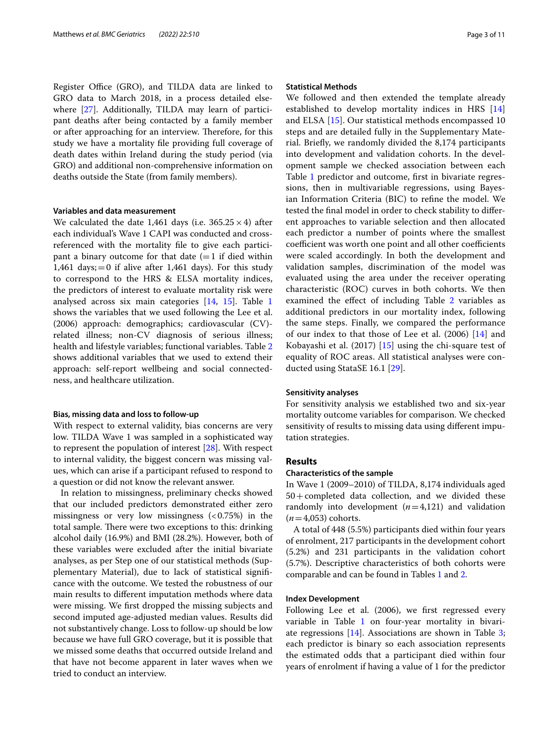Register Office (GRO), and TILDA data are linked to GRO data to March 2018, in a process detailed elsewhere [27]. Additionally, TILDA may learn of participant deaths after being contacted by a family member or after approaching for an interview. Therefore, for this study we have a mortality file providing full coverage of death dates within Ireland during the study period (via GRO) and additional non-comprehensive information on deaths outside the State (from family members).

#### Variables and data measurement

We calculated the date 1,461 days (i.e. $365.25 \times 4$) after each individual's Wave 1 CAPI was conducted and cross-referenced with the mortality file to give each participant a binary outcome for that date (=1 if died within 1,461 days; =0 if alive after 1,461 days). For this study to correspond to the HRS & ELSA mortality indices, the predictors of interest to evaluate mortality risk were analysed across six main categories [14, 15]. Table 1 shows the variables that we used following the Lee et al. (2006) approach: demographics; cardiovascular (CV)-related illness; non-CV diagnosis of serious illness; health and lifestyle variables; functional variables. Table 2 shows additional variables that we used to extend their approach: self-report wellbeing and social connectedness, and healthcare utilization.

#### Bias, missing data and loss to follow-up

With respect to external validity, bias concerns are very low. TILDA Wave 1 was sampled in a sophisticated way to represent the population of interest [28]. With respect to internal validity, the biggest concern was missing values, which can arise if a participant refused to respond to a question or did not know the relevant answer.

In relation to missingness, preliminary checks showed that our included predictors demonstrated either zero missingness or very low missingness (<0.75%) in the total sample. There were two exceptions to this: drinking alcohol daily (16.9%) and BMI (28.2%). However, both of these variables were excluded after the initial bivariate analyses, as per Step one of our statistical methods (Supplementary Material), due to lack of statistical significance with the outcome. We tested the robustness of our main results to different imputation methods where data were missing. We first dropped the missing subjects and second imputed age-adjusted median values. Results did not substantively change. Loss to follow-up should be low because we have full GRO coverage, but it is possible that we missed some deaths that occurred outside Ireland and that have not become apparent in later waves when we tried to conduct an interview.

#### Statistical Methods

We followed and then extended the template already established to develop mortality indices in HRS [14] and ELSA [15]. Our statistical methods encompassed 10 steps and are detailed fully in the Supplementary Material. Briefly, we randomly divided the 8,174 participants into development and validation cohorts. In the development sample we checked association between each Table 1 predictor and outcome, first in bivariate regressions, then in multivariable regressions, using Bayesian Information Criteria (BIC) to refine the model. We tested the final model in order to check stability to different approaches to variable selection and then allocated each predictor a number of points where the smallest coefficient was worth one point and all other coefficients were scaled accordingly. In both the development and validation samples, discrimination of the model was evaluated using the area under the receiver operating characteristic (ROC) curves in both cohorts. We then examined the effect of including Table 2 variables as additional predictors in our mortality index, following the same steps. Finally, we compared the performance of our index to that those of Lee et al. (2006) [14] and Kobayashi et al. (2017) [15] using the chi-square test of equality of ROC areas. All statistical analyses were conducted using StataSE 16.1 [29].

#### Sensitivity analyses

For sensitivity analysis we established two and six-year mortality outcome variables for comparison. We checked sensitivity of results to missing data using different imputation strategies.

## Results

#### Characteristics of the sample

In Wave 1 (2009–2010) of TILDA, 8,174 individuals aged 50+ completed data collection, and we divided these randomly into development ($n$=4,121) and validation ($n$=4,053) cohorts.

A total of 448 (5.5%) participants died within four years of enrolment, 217 participants in the development cohort (5.2%) and 231 participants in the validation cohort (5.7%). Descriptive characteristics of both cohorts were comparable and can be found in Tables 1 and 2.

#### Index Development

Following Lee et al. (2006), we first regressed every variable in Table 1 on four-year mortality in bivariate regressions [14]. Associations are shown in Table 3; each predictor is binary so each association represents the estimated odds that a participant died within four years of enrolment if having a value of 1 for the predictor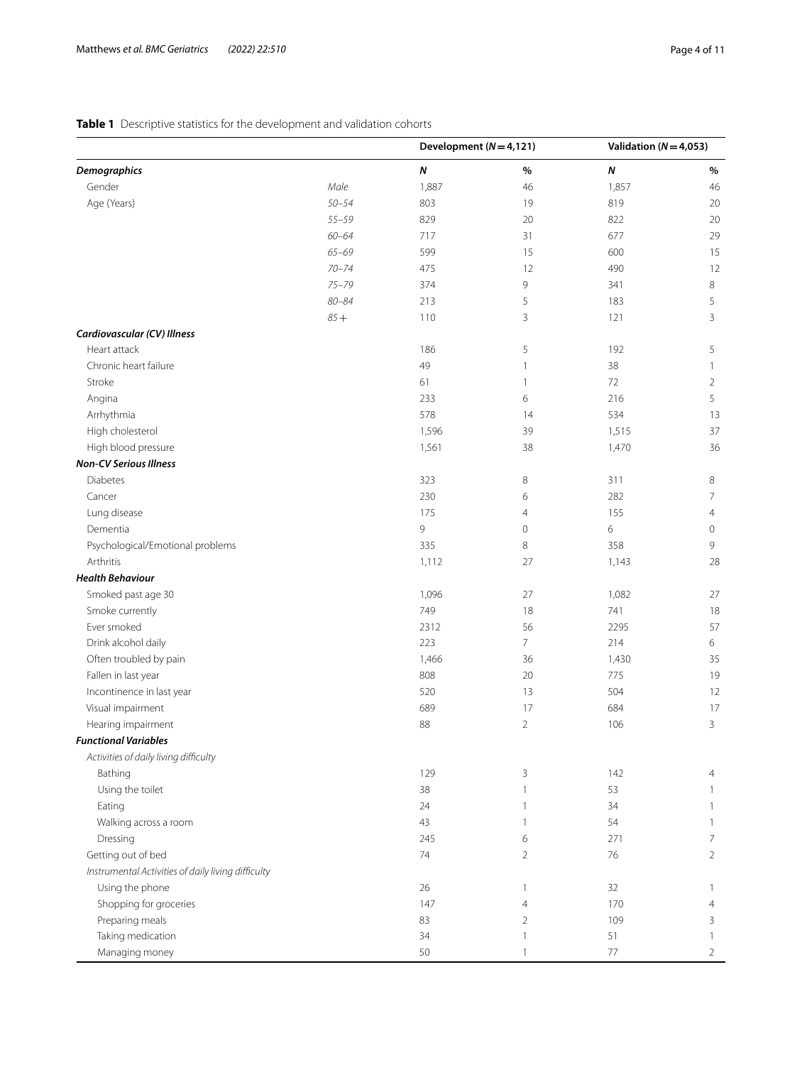**Table 1** Descriptive statistics for the development and validation cohorts

| | | Development (*N* = 4,121) | | Validation (*N* = 4,053) | |
|---|---|---|---|---|---|
| ***Demographics*** | | ***N*** | **%** | ***N*** | **%** |
| Gender | *Male* | 1,887 | 46 | 1,857 | 46 |
| Age (Years) | *50–54* | 803 | 19 | 819 | 20 |
| | *55–59* | 829 | 20 | 822 | 20 |
| | *60–64* | 717 | 31 | 677 | 29 |
| | *65–69* | 599 | 15 | 600 | 15 |
| | *70–74* | 475 | 12 | 490 | 12 |
| | *75–79* | 374 | 9 | 341 | 8 |
| | *80–84* | 213 | 5 | 183 | 5 |
| | *85+* | 110 | 3 | 121 | 3 |
| ***Cardiovascular (CV) Illness*** | | | | | |
| Heart attack | | 186 | 5 | 192 | 5 |
| Chronic heart failure | | 49 | 1 | 38 | 1 |
| Stroke | | 61 | 1 | 72 | 2 |
| Angina | | 233 | 6 | 216 | 5 |
| Arrhythmia | | 578 | 14 | 534 | 13 |
| High cholesterol | | 1,596 | 39 | 1,515 | 37 |
| High blood pressure | | 1,561 | 38 | 1,470 | 36 |
| ***Non-CV Serious Illness*** | | | | | |
| Diabetes | | 323 | 8 | 311 | 8 |
| Cancer | | 230 | 6 | 282 | 7 |
| Lung disease | | 175 | 4 | 155 | 4 |
| Dementia | | 9 | 0 | 6 | 0 |
| Psychological/Emotional problems | | 335 | 8 | 358 | 9 |
| Arthritis | | 1,112 | 27 | 1,143 | 28 |
| ***Health Behaviour*** | | | | | |
| Smoked past age 30 | | 1,096 | 27 | 1,082 | 27 |
| Smoke currently | | 749 | 18 | 741 | 18 |
| Ever smoked | | 2312 | 56 | 2295 | 57 |
| Drink alcohol daily | | 223 | 7 | 214 | 6 |
| Often troubled by pain | | 1,466 | 36 | 1,430 | 35 |
| Fallen in last year | | 808 | 20 | 775 | 19 |
| Incontinence in last year | | 520 | 13 | 504 | 12 |
| Visual impairment | | 689 | 17 | 684 | 17 |
| Hearing impairment | | 88 | 2 | 106 | 3 |
| ***Functional Variables*** | | | | | |
| *Activities of daily living difficulty* | | | | | |
| Bathing | | 129 | 3 | 142 | 4 |
| Using the toilet | | 38 | 1 | 53 | 1 |
| Eating | | 24 | 1 | 34 | 1 |
| Walking across a room | | 43 | 1 | 54 | 1 |
| Dressing | | 245 | 6 | 271 | 7 |
| Getting out of bed | | 74 | 2 | 76 | 2 |
| *Instrumental Activities of daily living difficulty* | | | | | |
| Using the phone | | 26 | 1 | 32 | 1 |
| Shopping for groceries | | 147 | 4 | 170 | 4 |
| Preparing meals | | 83 | 2 | 109 | 3 |
| Taking medication | | 34 | 1 | 51 | 1 |
| Managing money | | 50 | 1 | 77 | 2 |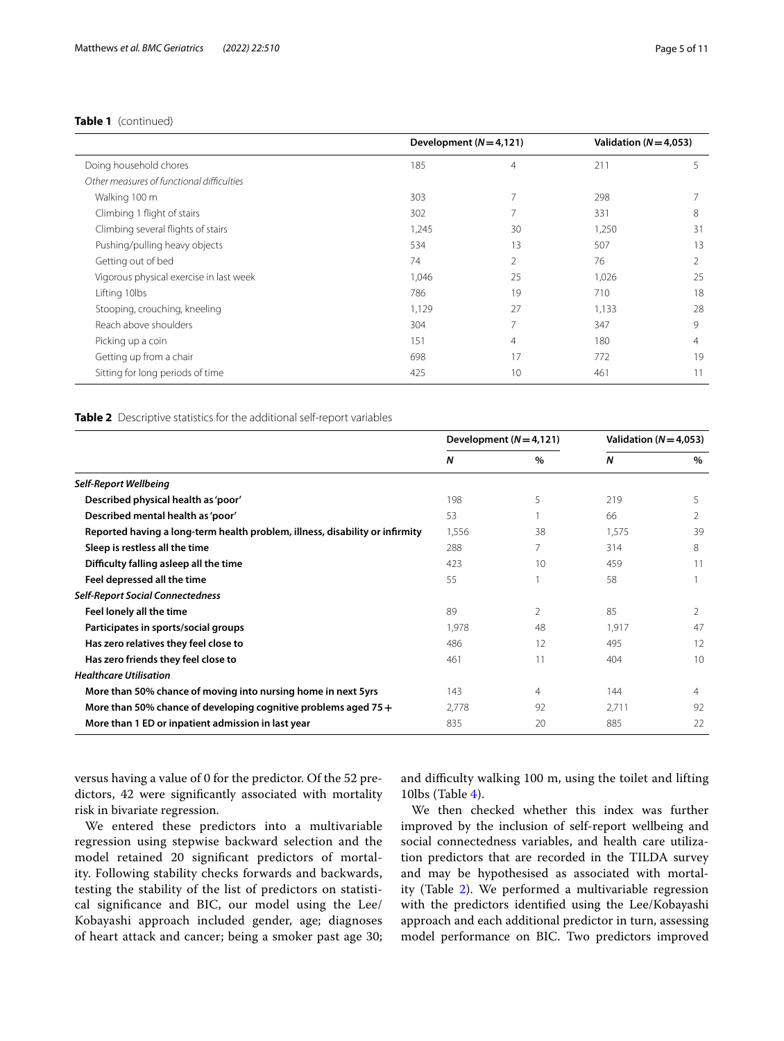**Table 1** (continued)

| | Development (*N* = 4,121) | | Validation (*N* = 4,053) | |
|---|---|---|---|---|
| Doing household chores | 185 | 4 | 211 | 5 |
| *Other measures of functional difficulties* | | | | |
| Walking 100 m | 303 | 7 | 298 | 7 |
| Climbing 1 flight of stairs | 302 | 7 | 331 | 8 |
| Climbing several flights of stairs | 1,245 | 30 | 1,250 | 31 |
| Pushing/pulling heavy objects | 534 | 13 | 507 | 13 |
| Getting out of bed | 74 | 2 | 76 | 2 |
| Vigorous physical exercise in last week | 1,046 | 25 | 1,026 | 25 |
| Lifting 10lbs | 786 | 19 | 710 | 18 |
| Stooping, crouching, kneeling | 1,129 | 27 | 1,133 | 28 |
| Reach above shoulders | 304 | 7 | 347 | 9 |
| Picking up a coin | 151 | 4 | 180 | 4 |
| Getting up from a chair | 698 | 17 | 772 | 19 |
| Sitting for long periods of time | 425 | 10 | 461 | 11 |

**Table 2** Descriptive statistics for the additional self-report variables

| | Development (*N* = 4,121) | | Validation (*N* = 4,053) | |
|---|---|---|---|---|
| | *N* | % | *N* | % |
| ***Self-Report Wellbeing*** | | | | |
| **Described physical health as 'poor'** | 198 | 5 | 219 | 5 |
| **Described mental health as 'poor'** | 53 | 1 | 66 | 2 |
| **Reported having a long-term health problem, illness, disability or infirmity** | 1,556 | 38 | 1,575 | 39 |
| **Sleep is restless all the time** | 288 | 7 | 314 | 8 |
| **Difficulty falling asleep all the time** | 423 | 10 | 459 | 11 |
| **Feel depressed all the time** | 55 | 1 | 58 | 1 |
| ***Self-Report Social Connectedness*** | | | | |
| **Feel lonely all the time** | 89 | 2 | 85 | 2 |
| **Participates in sports/social groups** | 1,978 | 48 | 1,917 | 47 |
| **Has zero relatives they feel close to** | 486 | 12 | 495 | 12 |
| **Has zero friends they feel close to** | 461 | 11 | 404 | 10 |
| ***Healthcare Utilisation*** | | | | |
| **More than 50% chance of moving into nursing home in next 5yrs** | 143 | 4 | 144 | 4 |
| **More than 50% chance of developing cognitive problems aged 75 +** | 2,778 | 92 | 2,711 | 92 |
| **More than 1 ED or inpatient admission in last year** | 835 | 20 | 885 | 22 |

versus having a value of 0 for the predictor. Of the 52 predictors, 42 were significantly associated with mortality risk in bivariate regression.

We entered these predictors into a multivariable regression using stepwise backward selection and the model retained 20 significant predictors of mortality. Following stability checks forwards and backwards, testing the stability of the list of predictors on statistical significance and BIC, our model using the Lee/Kobayashi approach included gender, age; diagnoses of heart attack and cancer; being a smoker past age 30; and difficulty walking 100 m, using the toilet and lifting 10lbs (Table 4).

We then checked whether this index was further improved by the inclusion of self-report wellbeing and social connectedness variables, and health care utilization predictors that are recorded in the TILDA survey and may be hypothesised as associated with mortality (Table 2). We performed a multivariable regression with the predictors identified using the Lee/Kobayashi approach and each additional predictor in turn, assessing model performance on BIC. Two predictors improved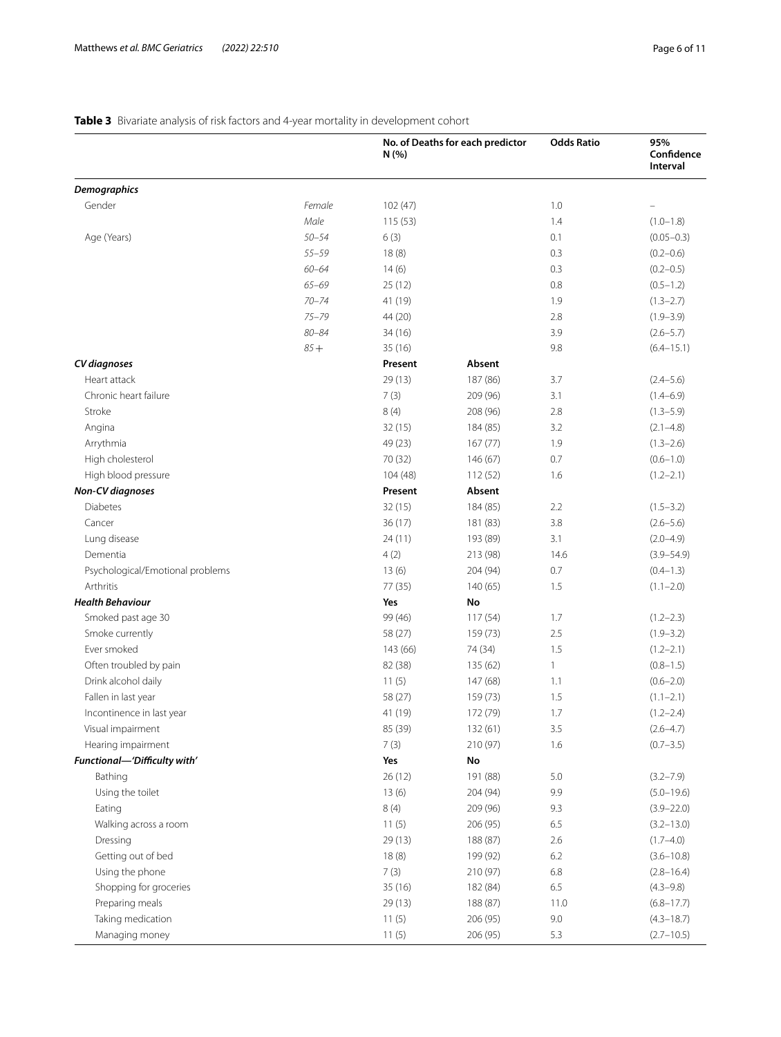**Table 3** Bivariate analysis of risk factors and 4-year mortality in development cohort

| | | No. of Deaths for each predictor N (%) | | Odds Ratio | 95% Confidence Interval |
|---|---|---|---|---|---|
| ***Demographics*** | | | | | |
| Gender | *Female* | 102 (47) | | 1.0 | – |
| | *Male* | 115 (53) | | 1.4 | (1.0–1.8) |
| Age (Years) | *50–54* | 6 (3) | | 0.1 | (0.05–0.3) |
| | *55–59* | 18 (8) | | 0.3 | (0.2–0.6) |
| | *60–64* | 14 (6) | | 0.3 | (0.2–0.5) |
| | *65–69* | 25 (12) | | 0.8 | (0.5–1.2) |
| | *70–74* | 41 (19) | | 1.9 | (1.3–2.7) |
| | *75–79* | 44 (20) | | 2.8 | (1.9–3.9) |
| | *80–84* | 34 (16) | | 3.9 | (2.6–5.7) |
| | *85+* | 35 (16) | | 9.8 | (6.4–15.1) |
| ***CV diagnoses*** | | **Present** | **Absent** | | |
| Heart attack | | 29 (13) | 187 (86) | 3.7 | (2.4–5.6) |
| Chronic heart failure | | 7 (3) | 209 (96) | 3.1 | (1.4–6.9) |
| Stroke | | 8 (4) | 208 (96) | 2.8 | (1.3–5.9) |
| Angina | | 32 (15) | 184 (85) | 3.2 | (2.1–4.8) |
| Arrythmia | | 49 (23) | 167 (77) | 1.9 | (1.3–2.6) |
| High cholesterol | | 70 (32) | 146 (67) | 0.7 | (0.6–1.0) |
| High blood pressure | | 104 (48) | 112 (52) | 1.6 | (1.2–2.1) |
| ***Non-CV diagnoses*** | | **Present** | **Absent** | | |
| Diabetes | | 32 (15) | 184 (85) | 2.2 | (1.5–3.2) |
| Cancer | | 36 (17) | 181 (83) | 3.8 | (2.6–5.6) |
| Lung disease | | 24 (11) | 193 (89) | 3.1 | (2.0–4.9) |
| Dementia | | 4 (2) | 213 (98) | 14.6 | (3.9–54.9) |
| Psychological/Emotional problems | | 13 (6) | 204 (94) | 0.7 | (0.4–1.3) |
| Arthritis | | 77 (35) | 140 (65) | 1.5 | (1.1–2.0) |
| ***Health Behaviour*** | | **Yes** | **No** | | |
| Smoked past age 30 | | 99 (46) | 117 (54) | 1.7 | (1.2–2.3) |
| Smoke currently | | 58 (27) | 159 (73) | 2.5 | (1.9–3.2) |
| Ever smoked | | 143 (66) | 74 (34) | 1.5 | (1.2–2.1) |
| Often troubled by pain | | 82 (38) | 135 (62) | 1 | (0.8–1.5) |
| Drink alcohol daily | | 11 (5) | 147 (68) | 1.1 | (0.6–2.0) |
| Fallen in last year | | 58 (27) | 159 (73) | 1.5 | (1.1–2.1) |
| Incontinence in last year | | 41 (19) | 172 (79) | 1.7 | (1.2–2.4) |
| Visual impairment | | 85 (39) | 132 (61) | 3.5 | (2.6–4.7) |
| Hearing impairment | | 7 (3) | 210 (97) | 1.6 | (0.7–3.5) |
| ***Functional—'Difficulty with'*** | | **Yes** | **No** | | |
| Bathing | | 26 (12) | 191 (88) | 5.0 | (3.2–7.9) |
| Using the toilet | | 13 (6) | 204 (94) | 9.9 | (5.0–19.6) |
| Eating | | 8 (4) | 209 (96) | 9.3 | (3.9–22.0) |
| Walking across a room | | 11 (5) | 206 (95) | 6.5 | (3.2–13.0) |
| Dressing | | 29 (13) | 188 (87) | 2.6 | (1.7–4.0) |
| Getting out of bed | | 18 (8) | 199 (92) | 6.2 | (3.6–10.8) |
| Using the phone | | 7 (3) | 210 (97) | 6.8 | (2.8–16.4) |
| Shopping for groceries | | 35 (16) | 182 (84) | 6.5 | (4.3–9.8) |
| Preparing meals | | 29 (13) | 188 (87) | 11.0 | (6.8–17.7) |
| Taking medication | | 11 (5) | 206 (95) | 9.0 | (4.3–18.7) |
| Managing money | | 11 (5) | 206 (95) | 5.3 | (2.7–10.5) |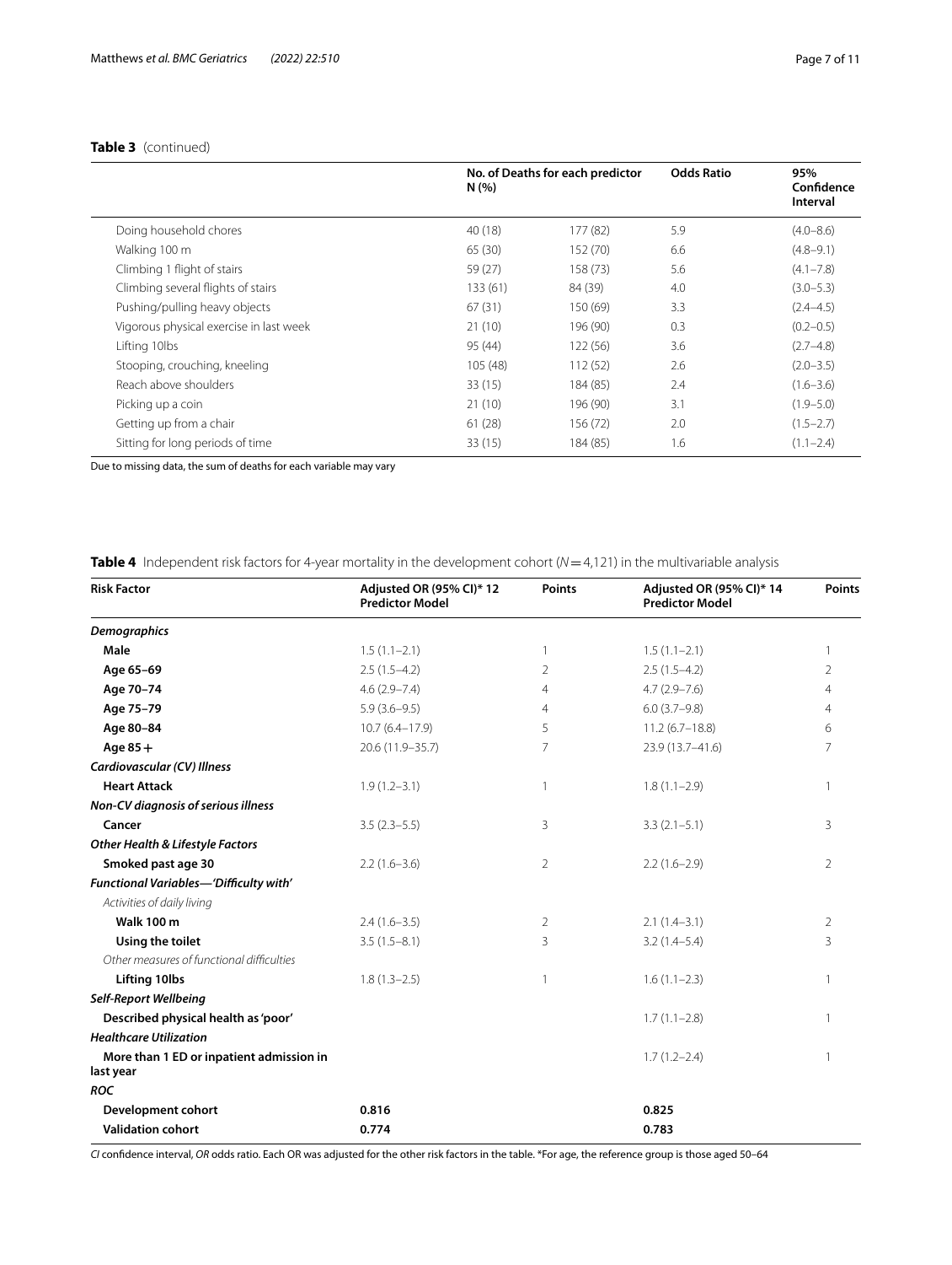**Table 3** (continued)

| | No. of Deaths for each predictor N (%) | | Odds Ratio | 95% Confidence Interval |
|---|---|---|---|---|
| Doing household chores | 40 (18) | 177 (82) | 5.9 | (4.0–8.6) |
| Walking 100 m | 65 (30) | 152 (70) | 6.6 | (4.8–9.1) |
| Climbing 1 flight of stairs | 59 (27) | 158 (73) | 5.6 | (4.1–7.8) |
| Climbing several flights of stairs | 133 (61) | 84 (39) | 4.0 | (3.0–5.3) |
| Pushing/pulling heavy objects | 67 (31) | 150 (69) | 3.3 | (2.4–4.5) |
| Vigorous physical exercise in last week | 21 (10) | 196 (90) | 0.3 | (0.2–0.5) |
| Lifting 10lbs | 95 (44) | 122 (56) | 3.6 | (2.7–4.8) |
| Stooping, crouching, kneeling | 105 (48) | 112 (52) | 2.6 | (2.0–3.5) |
| Reach above shoulders | 33 (15) | 184 (85) | 2.4 | (1.6–3.6) |
| Picking up a coin | 21 (10) | 196 (90) | 3.1 | (1.9–5.0) |
| Getting up from a chair | 61 (28) | 156 (72) | 2.0 | (1.5–2.7) |
| Sitting for long periods of time | 33 (15) | 184 (85) | 1.6 | (1.1–2.4) |

Due to missing data, the sum of deaths for each variable may vary

**Table 4** Independent risk factors for 4-year mortality in the development cohort ($N = 4{,}121$) in the multivariable analysis

| Risk Factor | Adjusted OR (95% CI)* 12 Predictor Model | Points | Adjusted OR (95% CI)* 14 Predictor Model | Points |
|---|---|---|---|---|
| ***Demographics*** | | | | |
| **Male** | 1.5 (1.1–2.1) | 1 | 1.5 (1.1–2.1) | 1 |
| **Age 65–69** | 2.5 (1.5–4.2) | 2 | 2.5 (1.5–4.2) | 2 |
| **Age 70–74** | 4.6 (2.9–7.4) | 4 | 4.7 (2.9–7.6) | 4 |
| **Age 75–79** | 5.9 (3.6–9.5) | 4 | 6.0 (3.7–9.8) | 4 |
| **Age 80–84** | 10.7 (6.4–17.9) | 5 | 11.2 (6.7–18.8) | 6 |
| **Age 85+** | 20.6 (11.9–35.7) | 7 | 23.9 (13.7–41.6) | 7 |
| ***Cardiovascular (CV) Illness*** | | | | |
| **Heart Attack** | 1.9 (1.2–3.1) | 1 | 1.8 (1.1–2.9) | 1 |
| ***Non-CV diagnosis of serious illness*** | | | | |
| **Cancer** | 3.5 (2.3–5.5) | 3 | 3.3 (2.1–5.1) | 3 |
| ***Other Health & Lifestyle Factors*** | | | | |
| **Smoked past age 30** | 2.2 (1.6–3.6) | 2 | 2.2 (1.6–2.9) | 2 |
| ***Functional Variables—'Difficulty with'*** | | | | |
| *Activities of daily living* | | | | |
| **Walk 100 m** | 2.4 (1.6–3.5) | 2 | 2.1 (1.4–3.1) | 2 |
| **Using the toilet** | 3.5 (1.5–8.1) | 3 | 3.2 (1.4–5.4) | 3 |
| *Other measures of functional difficulties* | | | | |
| **Lifting 10lbs** | 1.8 (1.3–2.5) | 1 | 1.6 (1.1–2.3) | 1 |
| ***Self-Report Wellbeing*** | | | | |
| **Described physical health as 'poor'** | | | 1.7 (1.1–2.8) | 1 |
| ***Healthcare Utilization*** | | | | |
| **More than 1 ED or inpatient admission in last year** | | | 1.7 (1.2–2.4) | 1 |
| ***ROC*** | | | | |
| **Development cohort** | **0.816** | | **0.825** | |
| **Validation cohort** | **0.774** | | **0.783** | |

*CI* confidence interval, *OR* odds ratio. Each OR was adjusted for the other risk factors in the table. *For age, the reference group is those aged 50–64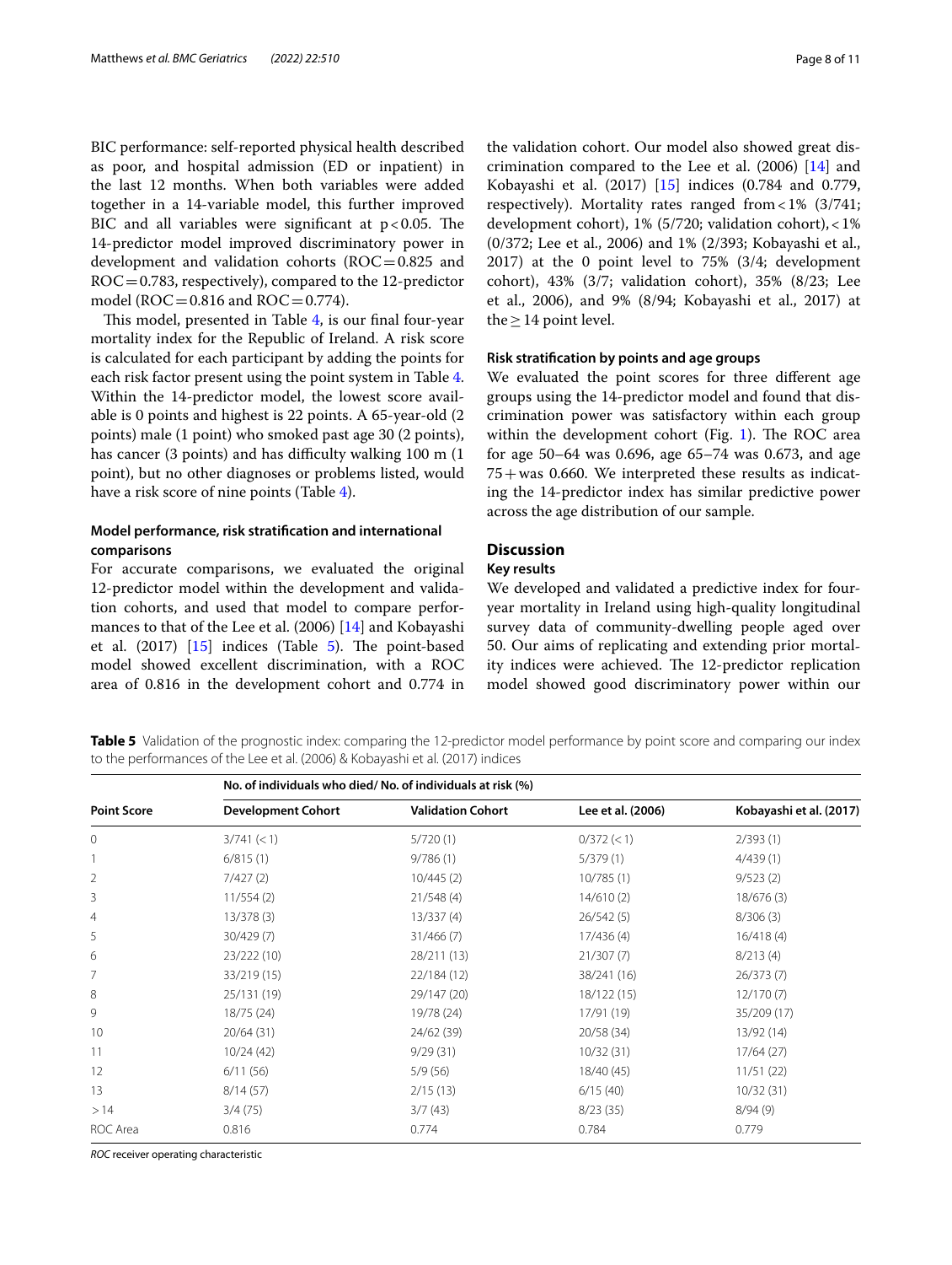BIC performance: self-reported physical health described as poor, and hospital admission (ED or inpatient) in the last 12 months. When both variables were added together in a 14-variable model, this further improved BIC and all variables were significant at $p<0.05$. The 14-predictor model improved discriminatory power in development and validation cohorts (ROC = 0.825 and ROC = 0.783, respectively), compared to the 12-predictor model (ROC = 0.816 and ROC = 0.774).

This model, presented in Table 4, is our final four-year mortality index for the Republic of Ireland. A risk score is calculated for each participant by adding the points for each risk factor present using the point system in Table 4. Within the 14-predictor model, the lowest score available is 0 points and highest is 22 points. A 65-year-old (2 points) male (1 point) who smoked past age 30 (2 points), has cancer (3 points) and has difficulty walking 100 m (1 point), but no other diagnoses or problems listed, would have a risk score of nine points (Table 4).

### Model performance, risk stratification and international comparisons

For accurate comparisons, we evaluated the original 12-predictor model within the development and validation cohorts, and used that model to compare performances to that of the Lee et al. (2006) [14] and Kobayashi et al. (2017) [15] indices (Table 5). The point-based model showed excellent discrimination, with a ROC area of 0.816 in the development cohort and 0.774 in the validation cohort. Our model also showed great discrimination compared to the Lee et al. (2006) [14] and Kobayashi et al. (2017) [15] indices (0.784 and 0.779, respectively). Mortality rates ranged from < 1% (3/741; development cohort), 1% (5/720; validation cohort), < 1% (0/372; Lee et al., 2006) and 1% (2/393; Kobayashi et al., 2017) at the 0 point level to 75% (3/4; development cohort), 43% (3/7; validation cohort), 35% (8/23; Lee et al., 2006), and 9% (8/94; Kobayashi et al., 2017) at the ≥ 14 point level.

### Risk stratification by points and age groups

We evaluated the point scores for three different age groups using the 14-predictor model and found that discrimination power was satisfactory within each group within the development cohort (Fig. 1). The ROC area for age 50–64 was 0.696, age 65–74 was 0.673, and age 75+ was 0.660. We interpreted these results as indicating the 14-predictor index has similar predictive power across the age distribution of our sample.

## Discussion

### Key results

We developed and validated a predictive index for four-year mortality in Ireland using high-quality longitudinal survey data of community-dwelling people aged over 50. Our aims of replicating and extending prior mortality indices were achieved. The 12-predictor replication model showed good discriminatory power within our

**Table 5** Validation of the prognostic index: comparing the 12-predictor model performance by point score and comparing our index to the performances of the Lee et al. (2006) & Kobayashi et al. (2017) indices

| | No. of individuals who died/ No. of individuals at risk (%) | | | |
|---|---|---|---|---|
| **Point Score** | **Development Cohort** | **Validation Cohort** | **Lee et al. (2006)** | **Kobayashi et al. (2017)** |
| 0 | 3/741 (< 1) | 5/720 (1) | 0/372 (< 1) | 2/393 (1) |
| 1 | 6/815 (1) | 9/786 (1) | 5/379 (1) | 4/439 (1) |
| 2 | 7/427 (2) | 10/445 (2) | 10/785 (1) | 9/523 (2) |
| 3 | 11/554 (2) | 21/548 (4) | 14/610 (2) | 18/676 (3) |
| 4 | 13/378 (3) | 13/337 (4) | 26/542 (5) | 8/306 (3) |
| 5 | 30/429 (7) | 31/466 (7) | 17/436 (4) | 16/418 (4) |
| 6 | 23/222 (10) | 28/211 (13) | 21/307 (7) | 8/213 (4) |
| 7 | 33/219 (15) | 22/184 (12) | 38/241 (16) | 26/373 (7) |
| 8 | 25/131 (19) | 29/147 (20) | 18/122 (15) | 12/170 (7) |
| 9 | 18/75 (24) | 19/78 (24) | 17/91 (19) | 35/209 (17) |
| 10 | 20/64 (31) | 24/62 (39) | 20/58 (34) | 13/92 (14) |
| 11 | 10/24 (42) | 9/29 (31) | 10/32 (31) | 17/64 (27) |
| 12 | 6/11 (56) | 5/9 (56) | 18/40 (45) | 11/51 (22) |
| 13 | 8/14 (57) | 2/15 (13) | 6/15 (40) | 10/32 (31) |
| > 14 | 3/4 (75) | 3/7 (43) | 8/23 (35) | 8/94 (9) |
| ROC Area | 0.816 | 0.774 | 0.784 | 0.779 |

*ROC* receiver operating characteristic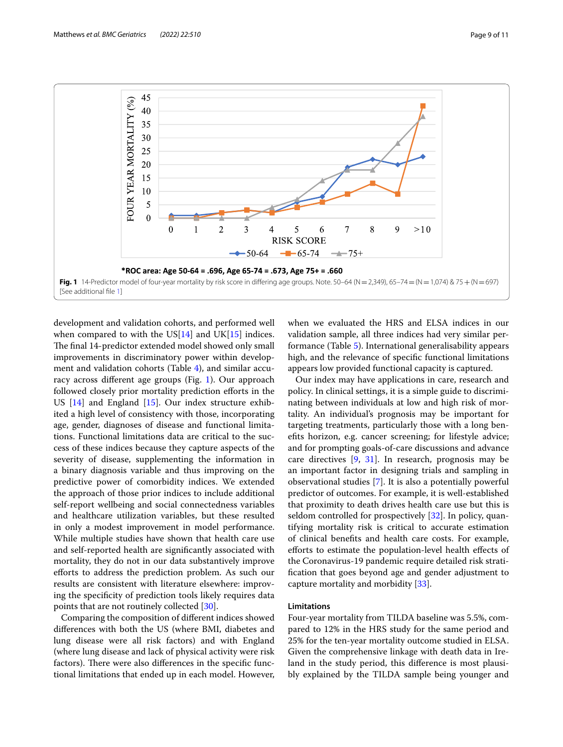*ROC area: Age 50-64 = .696, Age 65-74 = .673, Age 75+ = .660

**Fig. 1** 14-Predictor model of four-year mortality by risk score in differing age groups. Note. 50–64 (N = 2,349), 65–74 = (N = 1,074) & 75 + (N = 697) [See additional file 1]

development and validation cohorts, and performed well when compared to with the US[14] and UK[15] indices. The final 14-predictor extended model showed only small improvements in discriminatory power within development and validation cohorts (Table 4), and similar accuracy across different age groups (Fig. 1). Our approach followed closely prior mortality prediction efforts in the US [14] and England [15]. Our index structure exhibited a high level of consistency with those, incorporating age, gender, diagnoses of disease and functional limitations. Functional limitations data are critical to the success of these indices because they capture aspects of the severity of disease, supplementing the information in a binary diagnosis variable and thus improving on the predictive power of comorbidity indices. We extended the approach of those prior indices to include additional self-report wellbeing and social connectedness variables and healthcare utilization variables, but these resulted in only a modest improvement in model performance. While multiple studies have shown that health care use and self-reported health are significantly associated with mortality, they do not in our data substantively improve efforts to address the prediction problem. As such our results are consistent with literature elsewhere: improving the specificity of prediction tools likely requires data points that are not routinely collected [30].

Comparing the composition of different indices showed differences with both the US (where BMI, diabetes and lung disease were all risk factors) and with England (where lung disease and lack of physical activity were risk factors). There were also differences in the specific functional limitations that ended up in each model. However, when we evaluated the HRS and ELSA indices in our validation sample, all three indices had very similar performance (Table 5). International generalisability appears high, and the relevance of specific functional limitations appears low provided functional capacity is captured.

Our index may have applications in care, research and policy. In clinical settings, it is a simple guide to discriminating between individuals at low and high risk of mortality. An individual's prognosis may be important for targeting treatments, particularly those with a long benefits horizon, e.g. cancer screening; for lifestyle advice; and for prompting goals-of-care discussions and advance care directives [9, 31]. In research, prognosis may be an important factor in designing trials and sampling in observational studies [7]. It is also a potentially powerful predictor of outcomes. For example, it is well-established that proximity to death drives health care use but this is seldom controlled for prospectively [32]. In policy, quantifying mortality risk is critical to accurate estimation of clinical benefits and health care costs. For example, efforts to estimate the population-level health effects of the Coronavirus-19 pandemic require detailed risk stratification that goes beyond age and gender adjustment to capture mortality and morbidity [33].

### Limitations

Four-year mortality from TILDA baseline was 5.5%, compared to 12% in the HRS study for the same period and 25% for the ten-year mortality outcome studied in ELSA. Given the comprehensive linkage with death data in Ireland in the study period, this difference is most plausibly explained by the TILDA sample being younger and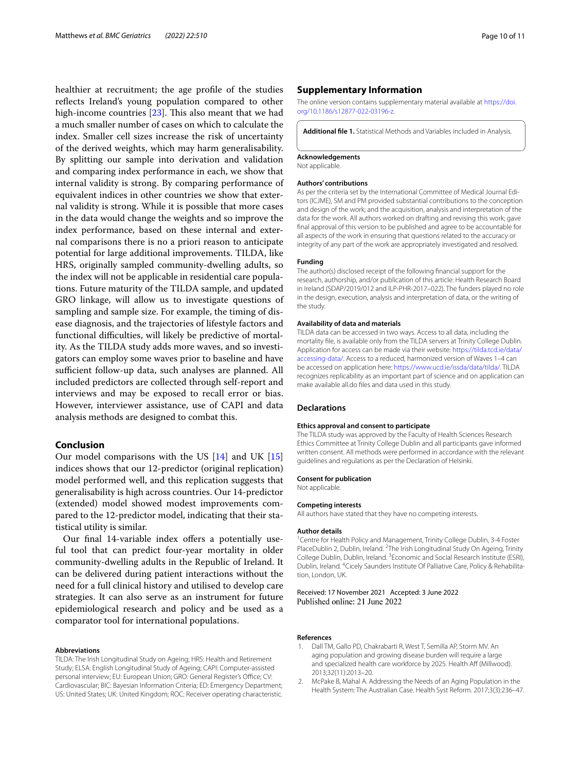healthier at recruitment; the age profile of the studies reflects Ireland's young population compared to other high-income countries [23]. This also meant that we had a much smaller number of cases on which to calculate the index. Smaller cell sizes increase the risk of uncertainty of the derived weights, which may harm generalisability. By splitting our sample into derivation and validation and comparing index performance in each, we show that internal validity is strong. By comparing performance of equivalent indices in other countries we show that external validity is strong. While it is possible that more cases in the data would change the weights and so improve the index performance, based on these internal and external comparisons there is no a priori reason to anticipate potential for large additional improvements. TILDA, like HRS, originally sampled community-dwelling adults, so the index will not be applicable in residential care populations. Future maturity of the TILDA sample, and updated GRO linkage, will allow us to investigate questions of sampling and sample size. For example, the timing of disease diagnosis, and the trajectories of lifestyle factors and functional difficulties, will likely be predictive of mortality. As the TILDA study adds more waves, and so investigators can employ some waves prior to baseline and have sufficient follow-up data, such analyses are planned. All included predictors are collected through self-report and interviews and may be exposed to recall error or bias. However, interviewer assistance, use of CAPI and data analysis methods are designed to combat this.

## Conclusion

Our model comparisons with the US [14] and UK [15] indices shows that our 12-predictor (original replication) model performed well, and this replication suggests that generalisability is high across countries. Our 14-predictor (extended) model showed modest improvements compared to the 12-predictor model, indicating that their statistical utility is similar.

Our final 14-variable index offers a potentially useful tool that can predict four-year mortality in older community-dwelling adults in the Republic of Ireland. It can be delivered during patient interactions without the need for a full clinical history and utilised to develop care strategies. It can also serve as an instrument for future epidemiological research and policy and be used as a comparator tool for international populations.

### Abbreviations

TILDA: The Irish Longitudinal Study on Ageing; HRS: Health and Retirement Study; ELSA: English Longitudinal Study of Ageing; CAPI: Computer-assisted personal interview; EU: European Union; GRO: General Register's Office; CV: Cardiovascular; BIC: Bayesian Information Criteria; ED: Emergency Department; US: United States; UK: United Kingdom; ROC: Receiver operating characteristic.

## Supplementary Information

The online version contains supplementary material available at https://doi.org/10.1186/s12877-022-03196-z.

**Additional file 1.** Statistical Methods and Variables included in Analysis.

### Acknowledgements

Not applicable.

### Authors' contributions

As per the criteria set by the International Committee of Medical Journal Editors (ICJME), SM and PM provided substantial contributions to the conception and design of the work; and the acquisition, analysis and interpretation of the data for the work. All authors worked on drafting and revising this work; gave final approval of this version to be published and agree to be accountable for all aspects of the work in ensuring that questions related to the accuracy or integrity of any part of the work are appropriately investigated and resolved.

### Funding

The author(s) disclosed receipt of the following financial support for the research, authorship, and/or publication of this article: Health Research Board in Ireland (SDAP/2019/012 and ILP-PHR-2017–022). The funders played no role in the design, execution, analysis and interpretation of data, or the writing of the study.

### Availability of data and materials

TILDA data can be accessed in two ways. Access to all data, including the mortality file, is available only from the TILDA servers at Trinity College Dublin. Application for access can be made via their website: https://tilda.tcd.ie/data/accessing-data/. Access to a reduced, harmonized version of Waves 1–4 can be accessed on application here: https://www.ucd.ie/issda/data/tilda/. TILDA recognizes replicability as an important part of science and on application can make available all.do files and data used in this study.

## Declarations

### Ethics approval and consent to participate

The TILDA study was approved by the Faculty of Health Sciences Research Ethics Committee at Trinity College Dublin and all participants gave informed written consent. All methods were performed in accordance with the relevant guidelines and regulations as per the Declaration of Helsinki.

### Consent for publication

Not applicable.

### Competing interests

All authors have stated that they have no competing interests.

### Author details

[1]Centre for Health Policy and Management, Trinity College Dublin, 3-4 Foster PlaceDublin 2, Dublin, Ireland. [2]The Irish Longitudinal Study On Ageing, Trinity College Dublin, Dublin, Ireland. [3]Economic and Social Research Institute (ESRI), Dublin, Ireland. [4]Cicely Saunders Institute Of Palliative Care, Policy & Rehabilitation, London, UK.

Received: 17 November 2021 Accepted: 3 June 2022
Published online: 21 June 2022

### References

1. Dall TM, Gallo PD, Chakrabarti R, West T, Semilla AP, Storm MV. An aging population and growing disease burden will require a large and specialized health care workforce by 2025. Health Aff (Millwood). 2013;32(11):2013–20.
2. McPake B, Mahal A. Addressing the Needs of an Aging Population in the Health System: The Australian Case. Health Syst Reform. 2017;3(3):236–47.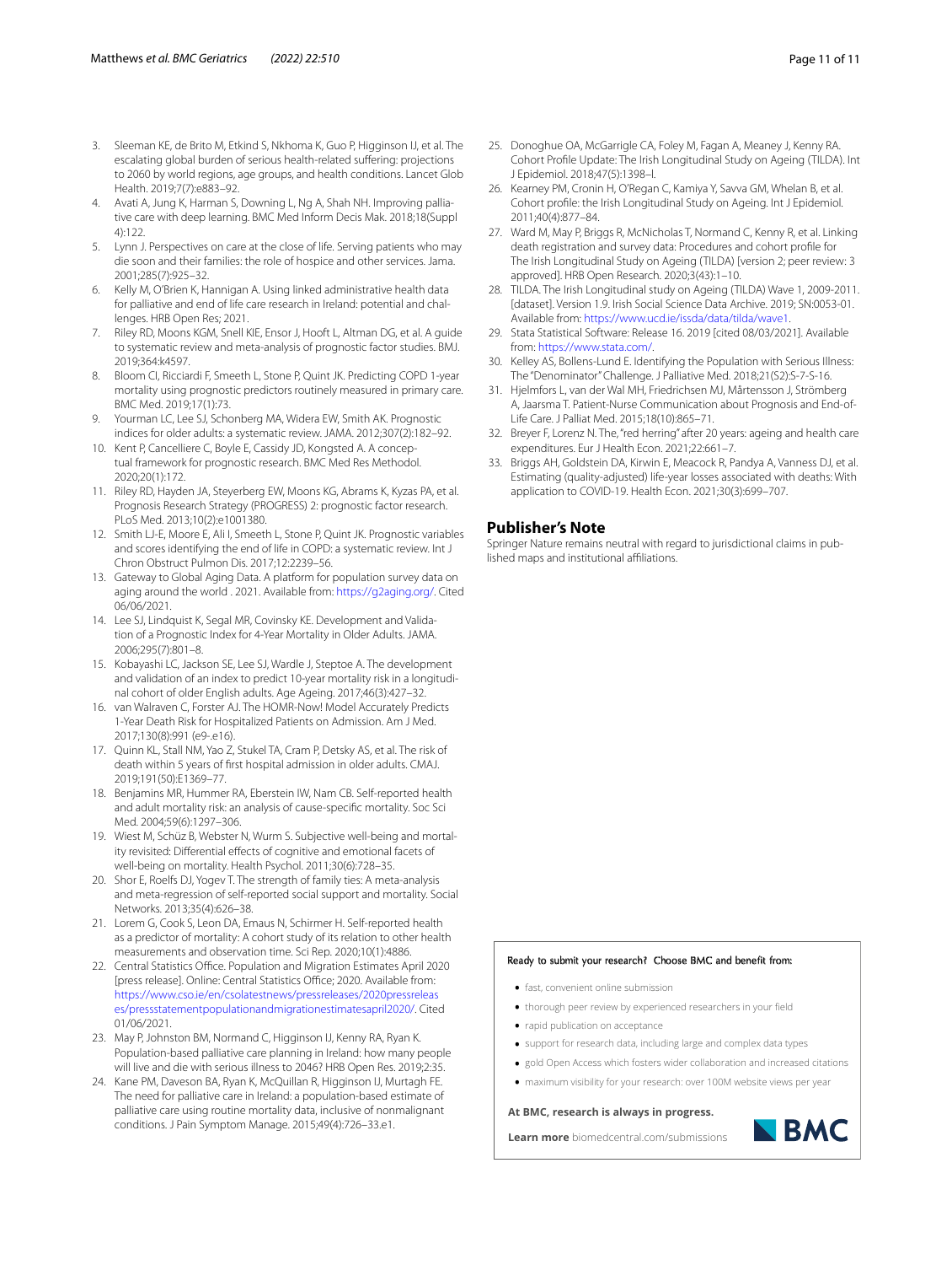3. Sleeman KE, de Brito M, Etkind S, Nkhoma K, Guo P, Higginson IJ, et al. The escalating global burden of serious health-related suffering: projections to 2060 by world regions, age groups, and health conditions. Lancet Glob Health. 2019;7(7):e883–92.
4. Avati A, Jung K, Harman S, Downing L, Ng A, Shah NH. Improving palliative care with deep learning. BMC Med Inform Decis Mak. 2018;18(Suppl 4):122.
5. Lynn J. Perspectives on care at the close of life. Serving patients who may die soon and their families: the role of hospice and other services. Jama. 2001;285(7):925–32.
6. Kelly M, O'Brien K, Hannigan A. Using linked administrative health data for palliative and end of life care research in Ireland: potential and challenges. HRB Open Res; 2021.
7. Riley RD, Moons KGM, Snell KIE, Ensor J, Hooft L, Altman DG, et al. A guide to systematic review and meta-analysis of prognostic factor studies. BMJ. 2019;364:k4597.
8. Bloom CI, Ricciardi F, Smeeth L, Stone P, Quint JK. Predicting COPD 1-year mortality using prognostic predictors routinely measured in primary care. BMC Med. 2019;17(1):73.
9. Yourman LC, Lee SJ, Schonberg MA, Widera EW, Smith AK. Prognostic indices for older adults: a systematic review. JAMA. 2012;307(2):182–92.
10. Kent P, Cancelliere C, Boyle E, Cassidy JD, Kongsted A. A conceptual framework for prognostic research. BMC Med Res Methodol. 2020;20(1):172.
11. Riley RD, Hayden JA, Steyerberg EW, Moons KG, Abrams K, Kyzas PA, et al. Prognosis Research Strategy (PROGRESS) 2: prognostic factor research. PLoS Med. 2013;10(2):e1001380.
12. Smith LJ-E, Moore E, Ali I, Smeeth L, Stone P, Quint JK. Prognostic variables and scores identifying the end of life in COPD: a systematic review. Int J Chron Obstruct Pulmon Dis. 2017;12:2239–56.
13. Gateway to Global Aging Data. A platform for population survey data on aging around the world . 2021. Available from: https://g2aging.org/. Cited 06/06/2021.
14. Lee SJ, Lindquist K, Segal MR, Covinsky KE. Development and Validation of a Prognostic Index for 4-Year Mortality in Older Adults. JAMA. 2006;295(7):801–8.
15. Kobayashi LC, Jackson SE, Lee SJ, Wardle J, Steptoe A. The development and validation of an index to predict 10-year mortality risk in a longitudinal cohort of older English adults. Age Ageing. 2017;46(3):427–32.
16. van Walraven C, Forster AJ. The HOMR-Now! Model Accurately Predicts 1-Year Death Risk for Hospitalized Patients on Admission. Am J Med. 2017;130(8):991 (e9-.e16).
17. Quinn KL, Stall NM, Yao Z, Stukel TA, Cram P, Detsky AS, et al. The risk of death within 5 years of first hospital admission in older adults. CMAJ. 2019;191(50):E1369–77.
18. Benjamins MR, Hummer RA, Eberstein IW, Nam CB. Self-reported health and adult mortality risk: an analysis of cause-specific mortality. Soc Sci Med. 2004;59(6):1297–306.
19. Wiest M, Schüz B, Webster N, Wurm S. Subjective well-being and mortality revisited: Differential effects of cognitive and emotional facets of well-being on mortality. Health Psychol. 2011;30(6):728–35.
20. Shor E, Roelfs DJ, Yogev T. The strength of family ties: A meta-analysis and meta-regression of self-reported social support and mortality. Social Networks. 2013;35(4):626–38.
21. Lorem G, Cook S, Leon DA, Emaus N, Schirmer H. Self-reported health as a predictor of mortality: A cohort study of its relation to other health measurements and observation time. Sci Rep. 2020;10(1):4886.
22. Central Statistics Office. Population and Migration Estimates April 2020 [press release]. Online: Central Statistics Office; 2020. Available from: https://www.cso.ie/en/csolatestnews/pressreleases/2020pressreleases/pressstatementpopulationandmigrationestimatesapril2020/. Cited 01/06/2021.
23. May P, Johnston BM, Normand C, Higginson IJ, Kenny RA, Ryan K. Population-based palliative care planning in Ireland: how many people will live and die with serious illness to 2046? HRB Open Res. 2019;2:35.
24. Kane PM, Daveson BA, Ryan K, McQuillan R, Higginson IJ, Murtagh FE. The need for palliative care in Ireland: a population-based estimate of palliative care using routine mortality data, inclusive of nonmalignant conditions. J Pain Symptom Manage. 2015;49(4):726–33.e1.
25. Donoghue OA, McGarrigle CA, Foley M, Fagan A, Meaney J, Kenny RA. Cohort Profile Update: The Irish Longitudinal Study on Ageing (TILDA). Int J Epidemiol. 2018;47(5):1398–l.
26. Kearney PM, Cronin H, O'Regan C, Kamiya Y, Savva GM, Whelan B, et al. Cohort profile: the Irish Longitudinal Study on Ageing. Int J Epidemiol. 2011;40(4):877–84.
27. Ward M, May P, Briggs R, McNicholas T, Normand C, Kenny R, et al. Linking death registration and survey data: Procedures and cohort profile for The Irish Longitudinal Study on Ageing (TILDA) [version 2; peer review: 3 approved]. HRB Open Research. 2020;3(43):1–10.
28. TILDA. The Irish Longitudinal study on Ageing (TILDA) Wave 1, 2009-2011. [dataset]. Version 1.9. Irish Social Science Data Archive. 2019; SN:0053-01. Available from: https://www.ucd.ie/issda/data/tilda/wave1.
29. Stata Statistical Software: Release 16. 2019 [cited 08/03/2021]. Available from: https://www.stata.com/.
30. Kelley AS, Bollens-Lund E. Identifying the Population with Serious Illness: The "Denominator" Challenge. J Palliative Med. 2018;21(S2):S-7-S-16.
31. Hjelmfors L, van der Wal MH, Friedrichsen MJ, Mårtensson J, Strömberg A, Jaarsma T. Patient-Nurse Communication about Prognosis and End-of-Life Care. J Palliat Med. 2015;18(10):865–71.
32. Breyer F, Lorenz N. The "red herring" after 20 years: ageing and health care expenditures. Eur J Health Econ. 2021;22:661–7.
33. Briggs AH, Goldstein DA, Kirwin E, Meacock R, Pandya A, Vanness DJ, et al. Estimating (quality-adjusted) life-year losses associated with deaths: With application to COVID-19. Health Econ. 2021;30(3):699–707.

## Publisher's Note

Springer Nature remains neutral with regard to jurisdictional claims in published maps and institutional affiliations.